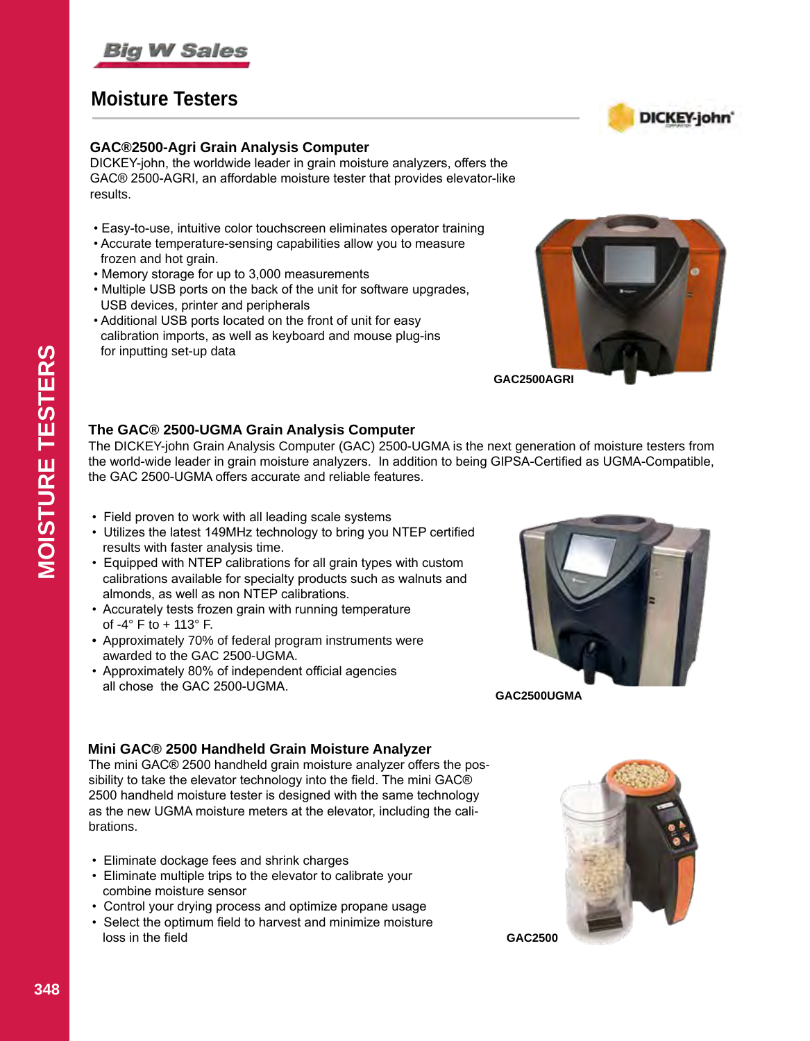# Moisture Testers

## GAC®2500-Agri Grain Analysis Computer

DICKEY-john, the worldwide leader in grain moisture analyzers, offers the GAC® 2500-AGRI, an affordable moisture tester that provides elevator-like results.

- Easy-to-use, intuitive color touchscreen eliminates operator training
- Accurate temperature-sensing capabilities allow you to measure frozen and hot grain.
- Memory storage for up to 3,000 measurements
- Multiple USB ports on the back of the unit for software upgrades, USB devices, printer and peripherals
- Additional USB ports located on the front of unit for easy calibration imports, as well as keyboard and mouse plug-ins for inputting set-up data

GAC2500AGRI

## The GAC® 2500-UGMA Grain Analysis Computer

The DICKEY-john Grain Analysis Computer (GAC) 2500-UGMA is the next generation of moisture testers from the world-wide leader in grain moisture analyzers. In addition to being GIPSA-Certified as UGMA-Compatible, the GAC 2500-UGMA offers accurate and reliable features.

- Field proven to work with all leading scale systems
- Utilizes the latest 149MHz technology to bring you NTEP certified results with faster analysis time.
- Equipped with NTEP calibrations for all grain types with custom calibrations available for specialty products such as walnuts and almonds, as well as non NTEP calibrations.
- Accurately tests frozen grain with running temperature of -4° F to + 113° F.
- Approximately 70% of federal program instruments were awarded to the GAC 2500-UGMA.
- Approximately 80% of independent official agencies all chose the GAC 2500-UGMA.

GAC2500UGMA

## Mini GAC® 2500 Handheld Grain Moisture Analyzer

The mini GAC® 2500 handheld grain moisture analyzer offers the possibility to take the elevator technology into the field. The mini GAC® 2500 handheld moisture tester is designed with the same technology as the new UGMA moisture meters at the elevator, including the calibrations.

- Eliminate dockage fees and shrink charges
- Eliminate multiple trips to the elevator to calibrate your combine moisture sensor
- Control your drying process and optimize propane usage
- Select the optimum field to harvest and minimize moisture loss in the field

GAC2500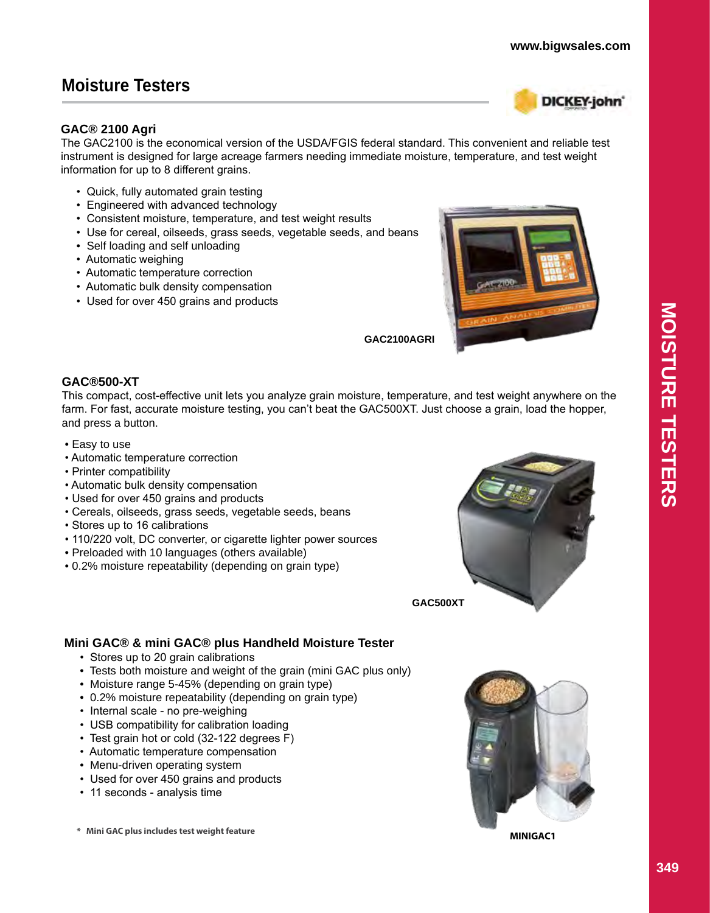# Moisture Testers

### GAC® 2100 Agri

The GAC2100 is the economical version of the USDA/FGIS federal standard. This convenient and reliable test instrument is designed for large acreage farmers needing immediate moisture, temperature, and test weight information for up to 8 different grains.

- Quick, fully automated grain testing
- Engineered with advanced technology
- Consistent moisture, temperature, and test weight results
- Use for cereal, oilseeds, grass seeds, vegetable seeds, and beans
- Self loading and self unloading
- Automatic weighing
- Automatic temperature correction
- Automatic bulk density compensation
- Used for over 450 grains and products

**GAC2100AGRI**

### GAC®500-XT

This compact, cost-effective unit lets you analyze grain moisture, temperature, and test weight anywhere on the farm. For fast, accurate moisture testing, you can't beat the GAC500XT. Just choose a grain, load the hopper, and press a button.

- Easy to use
- Automatic temperature correction
- Printer compatibility
- Automatic bulk density compensation
- Used for over 450 grains and products
- Cereals, oilseeds, grass seeds, vegetable seeds, beans
- Stores up to 16 calibrations
- 110/220 volt, DC converter, or cigarette lighter power sources
- Preloaded with 10 languages (others available)
- 0.2% moisture repeatability (depending on grain type)

**GAC500XT**

### Mini GAC® & mini GAC® plus Handheld Moisture Tester

- Stores up to 20 grain calibrations
- Tests both moisture and weight of the grain (mini GAC plus only)
- Moisture range 5-45% (depending on grain type)
- 0.2% moisture repeatability (depending on grain type)
- Internal scale - no pre-weighing
- USB compatibility for calibration loading
- Test grain hot or cold (32-122 degrees F)
- Automatic temperature compensation
- Menu-driven operating system
- Used for over 450 grains and products
- 11 seconds - analysis time

\* **Mini GAC plus includes test weight feature**

**MINIGAC1**